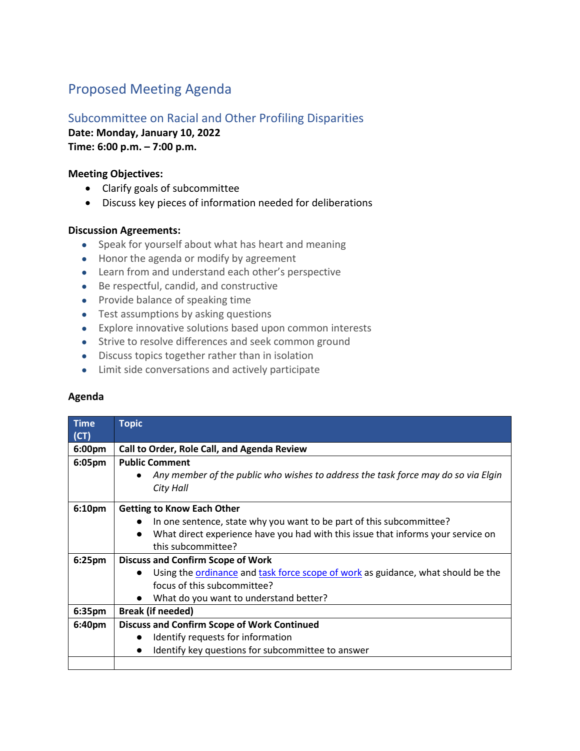# Proposed Meeting Agenda

## Subcommittee on Racial and Other Profiling Disparities

**Date: Monday, January 10, 2022**
**Time: 6:00 p.m. – 7:00 p.m.**

**Meeting Objectives:**

- Clarify goals of subcommittee
- Discuss key pieces of information needed for deliberations

**Discussion Agreements:**

- Speak for yourself about what has heart and meaning
- Honor the agenda or modify by agreement
- Learn from and understand each other's perspective
- Be respectful, candid, and constructive
- Provide balance of speaking time
- Test assumptions by asking questions
- Explore innovative solutions based upon common interests
- Strive to resolve differences and seek common ground
- Discuss topics together rather than in isolation
- Limit side conversations and actively participate

**Agenda**

| Time (CT) | Topic |
|---|---|
| 6:00pm | **Call to Order, Role Call, and Agenda Review** |
| 6:05pm | **Public Comment**<br>• *Any member of the public who wishes to address the task force may do so via Elgin City Hall* |
| 6:10pm | **Getting to Know Each Other**<br>• In one sentence, state why you want to be part of this subcommittee?<br>• What direct experience have you had with this issue that informs your service on this subcommittee? |
| 6:25pm | **Discuss and Confirm Scope of Work**<br>• Using the ordinance and task force scope of work as guidance, what should be the focus of this subcommittee?<br>• What do you want to understand better? |
| 6:35pm | **Break (if needed)** |
| 6:40pm | **Discuss and Confirm Scope of Work Continued**<br>• Identify requests for information<br>• Identify key questions for subcommittee to answer |
| | |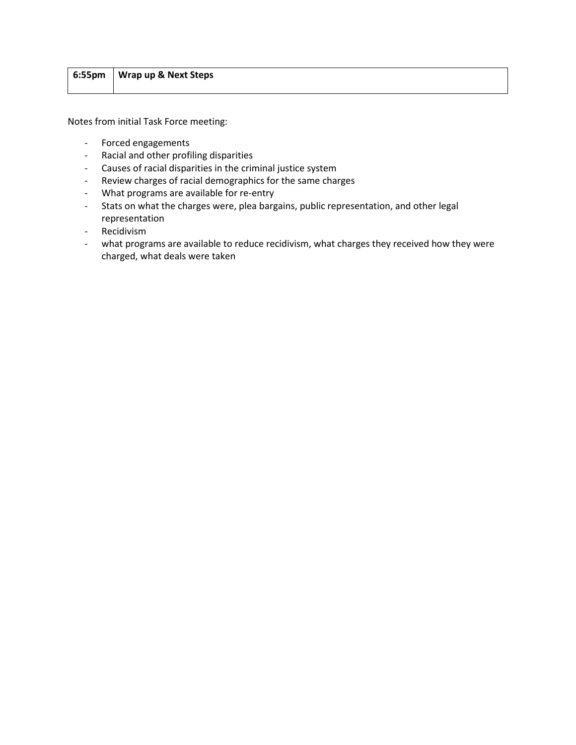| | |
|---|---|
| **6:55pm** | **Wrap up & Next Steps** |

Notes from initial Task Force meeting:

- Forced engagements
- Racial and other profiling disparities
- Causes of racial disparities in the criminal justice system
- Review charges of racial demographics for the same charges
- What programs are available for re-entry
- Stats on what the charges were, plea bargains, public representation, and other legal representation
- Recidivism
- what programs are available to reduce recidivism, what charges they received how they were charged, what deals were taken